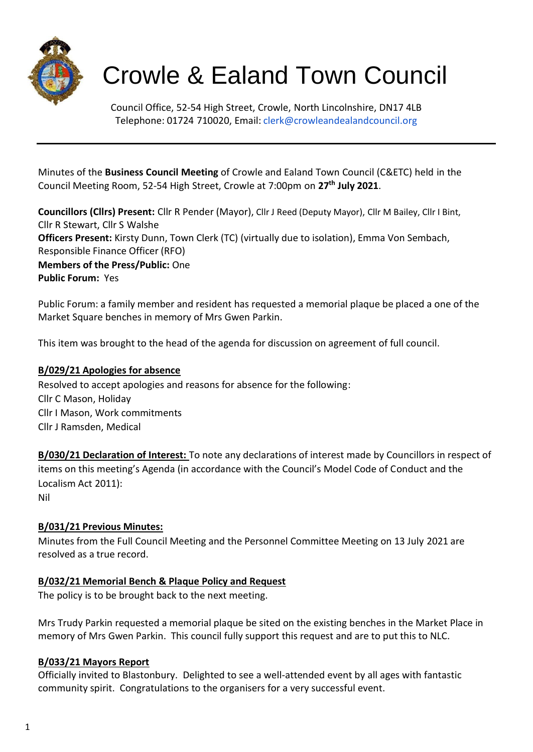# Crowle & Ealand Town Council

Council Office, 52-54 High Street, Crowle, North Lincolnshire, DN17 4LB
Telephone: 01724 710020, Email: clerk@crowleandealandcouncil.org

Minutes of the **Business Council Meeting** of Crowle and Ealand Town Council (C&ETC) held in the Council Meeting Room, 52-54 High Street, Crowle at 7:00pm on **27th July 2021**.

**Councillors (Cllrs) Present:** Cllr R Pender (Mayor), Cllr J Reed (Deputy Mayor), Cllr M Bailey, Cllr I Bint, Cllr R Stewart, Cllr S Walshe
**Officers Present:** Kirsty Dunn, Town Clerk (TC) (virtually due to isolation), Emma Von Sembach, Responsible Finance Officer (RFO)
**Members of the Press/Public:** One
**Public Forum:** Yes

Public Forum: a family member and resident has requested a memorial plaque be placed a one of the Market Square benches in memory of Mrs Gwen Parkin.

This item was brought to the head of the agenda for discussion on agreement of full council.

**B/029/21 Apologies for absence**

Resolved to accept apologies and reasons for absence for the following:
Cllr C Mason, Holiday
Cllr I Mason, Work commitments
Cllr J Ramsden, Medical

**B/030/21 Declaration of Interest:** To note any declarations of interest made by Councillors in respect of items on this meeting's Agenda (in accordance with the Council's Model Code of Conduct and the Localism Act 2011):
Nil

**B/031/21 Previous Minutes:**

Minutes from the Full Council Meeting and the Personnel Committee Meeting on 13 July 2021 are resolved as a true record.

**B/032/21 Memorial Bench & Plaque Policy and Request**

The policy is to be brought back to the next meeting.

Mrs Trudy Parkin requested a memorial plaque be sited on the existing benches in the Market Place in memory of Mrs Gwen Parkin. This council fully support this request and are to put this to NLC.

**B/033/21 Mayors Report**

Officially invited to Blastonbury. Delighted to see a well-attended event by all ages with fantastic community spirit. Congratulations to the organisers for a very successful event.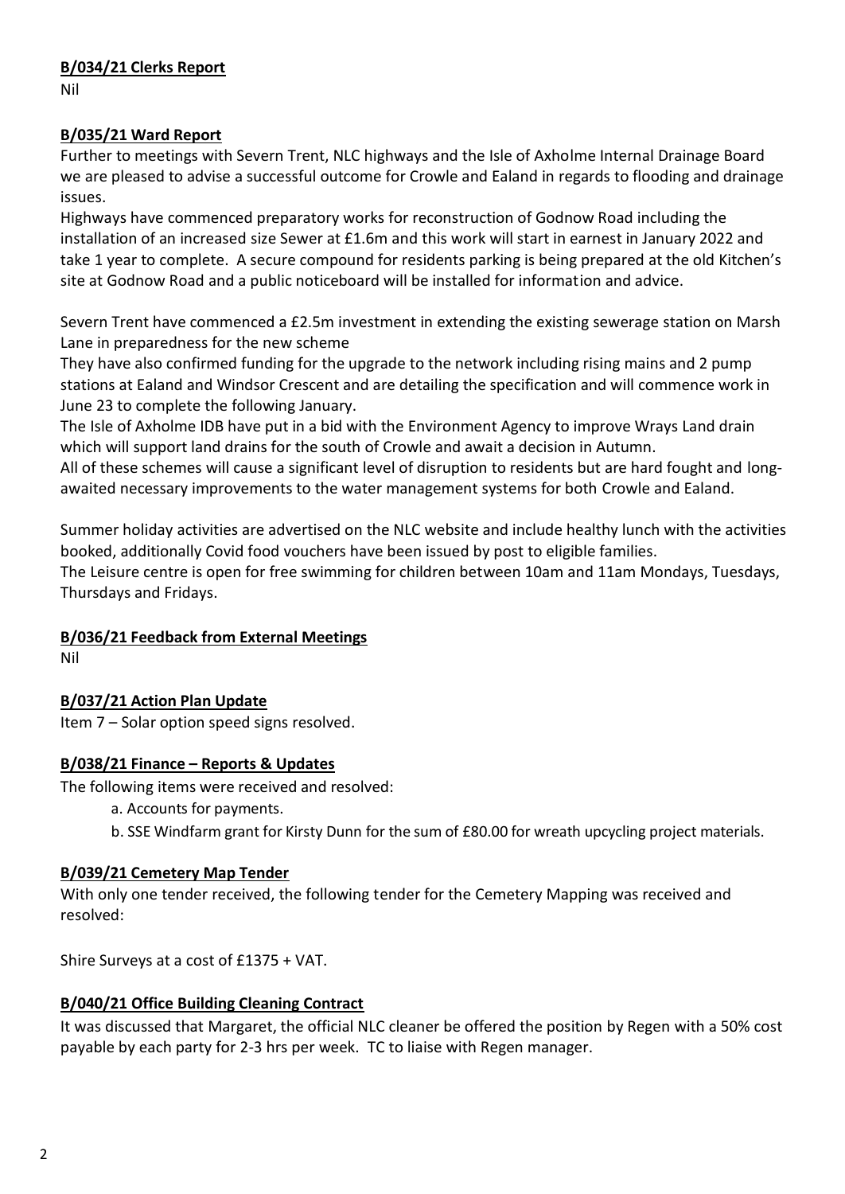**B/034/21 Clerks Report**

Nil

**B/035/21 Ward Report**

Further to meetings with Severn Trent, NLC highways and the Isle of Axholme Internal Drainage Board we are pleased to advise a successful outcome for Crowle and Ealand in regards to flooding and drainage issues.

Highways have commenced preparatory works for reconstruction of Godnow Road including the installation of an increased size Sewer at £1.6m and this work will start in earnest in January 2022 and take 1 year to complete. A secure compound for residents parking is being prepared at the old Kitchen's site at Godnow Road and a public noticeboard will be installed for information and advice.

Severn Trent have commenced a £2.5m investment in extending the existing sewerage station on Marsh Lane in preparedness for the new scheme

They have also confirmed funding for the upgrade to the network including rising mains and 2 pump stations at Ealand and Windsor Crescent and are detailing the specification and will commence work in June 23 to complete the following January.

The Isle of Axholme IDB have put in a bid with the Environment Agency to improve Wrays Land drain which will support land drains for the south of Crowle and await a decision in Autumn.

All of these schemes will cause a significant level of disruption to residents but are hard fought and long-awaited necessary improvements to the water management systems for both Crowle and Ealand.

Summer holiday activities are advertised on the NLC website and include healthy lunch with the activities booked, additionally Covid food vouchers have been issued by post to eligible families.

The Leisure centre is open for free swimming for children between 10am and 11am Mondays, Tuesdays, Thursdays and Fridays.

**B/036/21 Feedback from External Meetings**

Nil

**B/037/21 Action Plan Update**

Item 7 – Solar option speed signs resolved.

**B/038/21 Finance – Reports & Updates**

The following items were received and resolved:

a. Accounts for payments.

b. SSE Windfarm grant for Kirsty Dunn for the sum of £80.00 for wreath upcycling project materials.

**B/039/21 Cemetery Map Tender**

With only one tender received, the following tender for the Cemetery Mapping was received and resolved:

Shire Surveys at a cost of £1375 + VAT.

**B/040/21 Office Building Cleaning Contract**

It was discussed that Margaret, the official NLC cleaner be offered the position by Regen with a 50% cost payable by each party for 2-3 hrs per week. TC to liaise with Regen manager.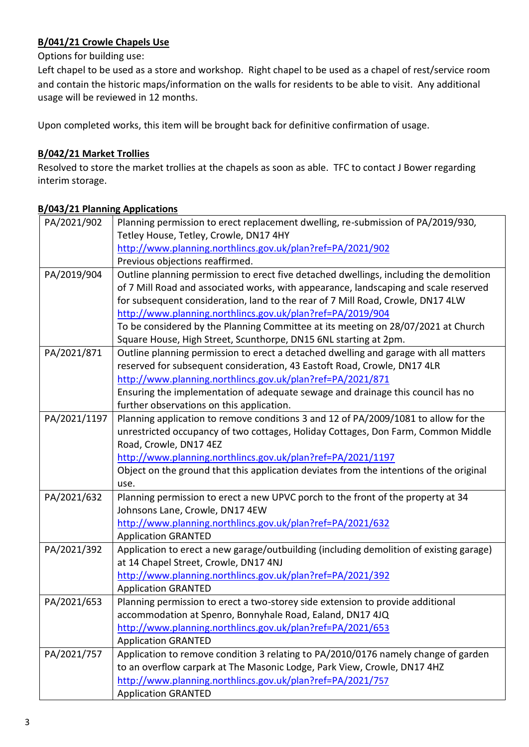**B/041/21 Crowle Chapels Use**

Options for building use:

Left chapel to be used as a store and workshop. Right chapel to be used as a chapel of rest/service room and contain the historic maps/information on the walls for residents to be able to visit. Any additional usage will be reviewed in 12 months.

Upon completed works, this item will be brought back for definitive confirmation of usage.

**B/042/21 Market Trollies**

Resolved to store the market trollies at the chapels as soon as able. TFC to contact J Bower regarding interim storage.

**B/043/21 Planning Applications**

| | |
|---|---|
| PA/2021/902 | Planning permission to erect replacement dwelling, re-submission of PA/2019/930, Tetley House, Tetley, Crowle, DN17 4HY<br>http://www.planning.northlincs.gov.uk/plan?ref=PA/2021/902<br>Previous objections reaffirmed. |
| PA/2019/904 | Outline planning permission to erect five detached dwellings, including the demolition of 7 Mill Road and associated works, with appearance, landscaping and scale reserved for subsequent consideration, land to the rear of 7 Mill Road, Crowle, DN17 4LW<br>http://www.planning.northlincs.gov.uk/plan?ref=PA/2019/904<br>To be considered by the Planning Committee at its meeting on 28/07/2021 at Church Square House, High Street, Scunthorpe, DN15 6NL starting at 2pm. |
| PA/2021/871 | Outline planning permission to erect a detached dwelling and garage with all matters reserved for subsequent consideration, 43 Eastoft Road, Crowle, DN17 4LR<br>http://www.planning.northlincs.gov.uk/plan?ref=PA/2021/871<br>Ensuring the implementation of adequate sewage and drainage this council has no further observations on this application. |
| PA/2021/1197 | Planning application to remove conditions 3 and 12 of PA/2009/1081 to allow for the unrestricted occupancy of two cottages, Holiday Cottages, Don Farm, Common Middle Road, Crowle, DN17 4EZ<br>http://www.planning.northlincs.gov.uk/plan?ref=PA/2021/1197<br>Object on the ground that this application deviates from the intentions of the original use. |
| PA/2021/632 | Planning permission to erect a new UPVC porch to the front of the property at 34 Johnsons Lane, Crowle, DN17 4EW<br>http://www.planning.northlincs.gov.uk/plan?ref=PA/2021/632<br>Application GRANTED |
| PA/2021/392 | Application to erect a new garage/outbuilding (including demolition of existing garage) at 14 Chapel Street, Crowle, DN17 4NJ<br>http://www.planning.northlincs.gov.uk/plan?ref=PA/2021/392<br>Application GRANTED |
| PA/2021/653 | Planning permission to erect a two-storey side extension to provide additional accommodation at Spenro, Bonnyhale Road, Ealand, DN17 4JQ<br>http://www.planning.northlincs.gov.uk/plan?ref=PA/2021/653<br>Application GRANTED |
| PA/2021/757 | Application to remove condition 3 relating to PA/2010/0176 namely change of garden to an overflow carpark at The Masonic Lodge, Park View, Crowle, DN17 4HZ<br>http://www.planning.northlincs.gov.uk/plan?ref=PA/2021/757<br>Application GRANTED |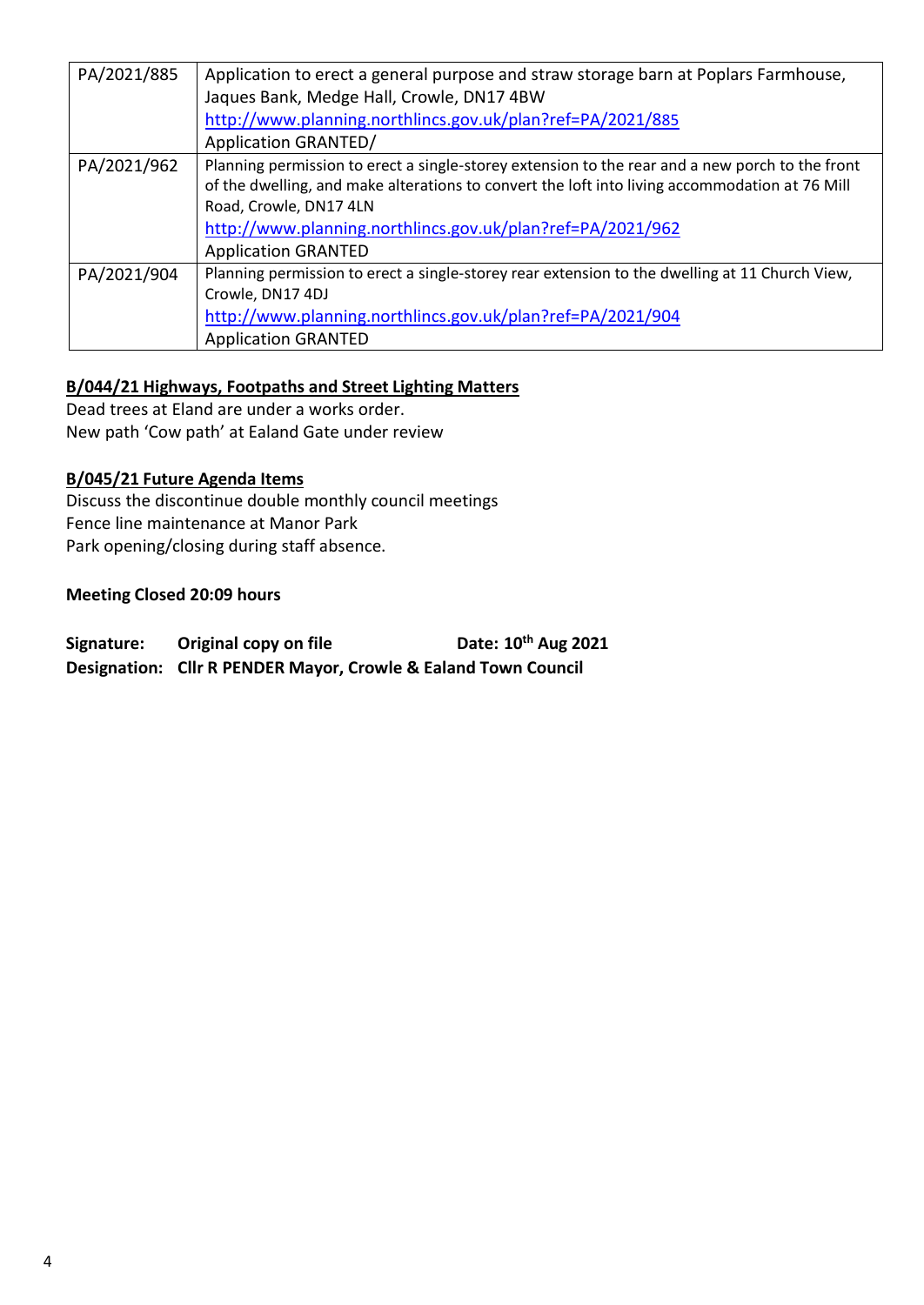| | |
|---|---|
| PA/2021/885 | Application to erect a general purpose and straw storage barn at Poplars Farmhouse, Jaques Bank, Medge Hall, Crowle, DN17 4BW<br>http://www.planning.northlincs.gov.uk/plan?ref=PA/2021/885<br>Application GRANTED/ |
| PA/2021/962 | Planning permission to erect a single-storey extension to the rear and a new porch to the front of the dwelling, and make alterations to convert the loft into living accommodation at 76 Mill Road, Crowle, DN17 4LN<br>http://www.planning.northlincs.gov.uk/plan?ref=PA/2021/962<br>Application GRANTED |
| PA/2021/904 | Planning permission to erect a single-storey rear extension to the dwelling at 11 Church View, Crowle, DN17 4DJ<br>http://www.planning.northlincs.gov.uk/plan?ref=PA/2021/904<br>Application GRANTED |

**B/044/21 Highways, Footpaths and Street Lighting Matters**

Dead trees at Eland are under a works order.
New path 'Cow path' at Ealand Gate under review

**B/045/21 Future Agenda Items**

Discuss the discontinue double monthly council meetings
Fence line maintenance at Manor Park
Park opening/closing during staff absence.

**Meeting Closed 20:09 hours**

**Signature:** **Original copy on file** **Date: 10th Aug 2021**
**Designation:** **Cllr R PENDER Mayor, Crowle & Ealand Town Council**